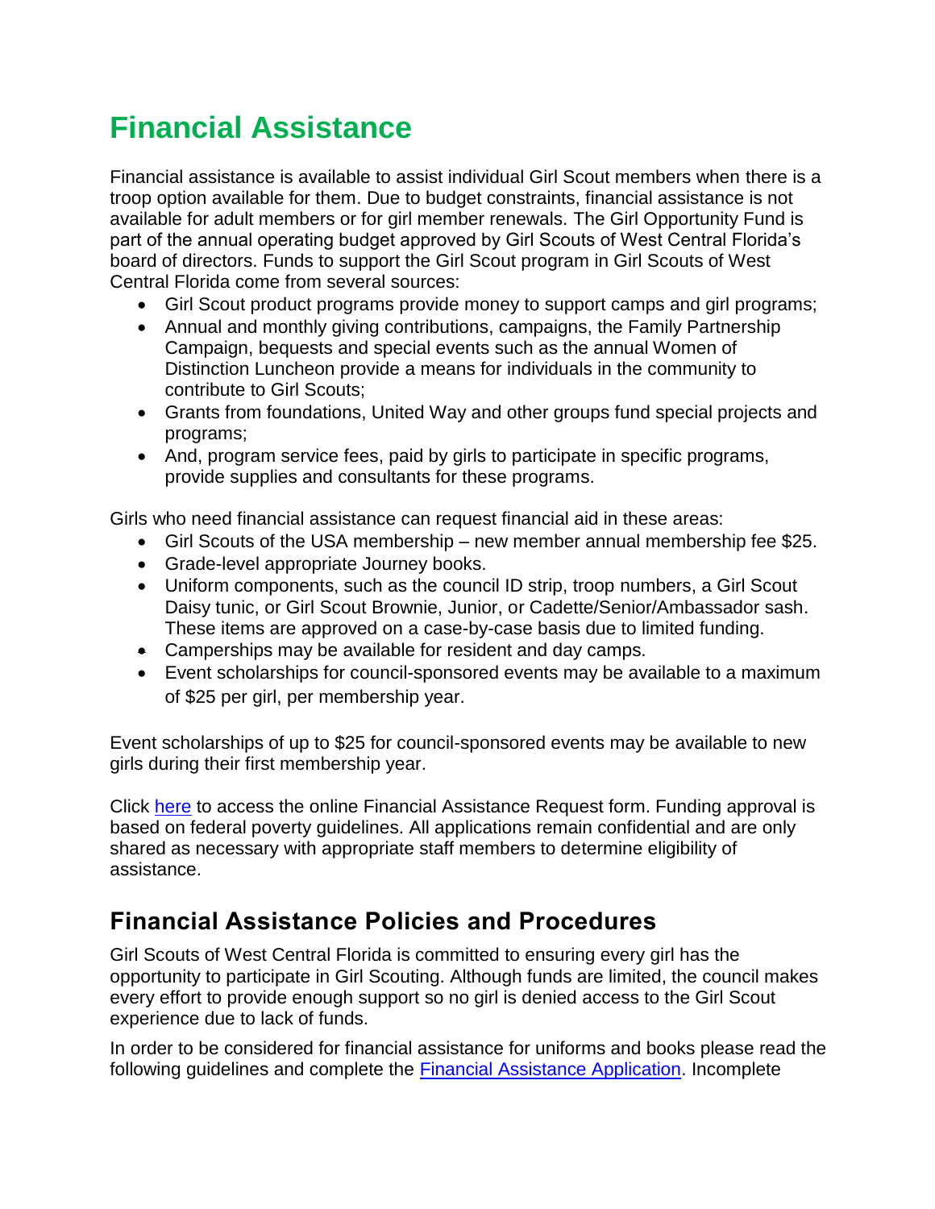# Financial Assistance

Financial assistance is available to assist individual Girl Scout members when there is a troop option available for them. Due to budget constraints, financial assistance is not available for adult members or for girl member renewals. The Girl Opportunity Fund is part of the annual operating budget approved by Girl Scouts of West Central Florida's board of directors. Funds to support the Girl Scout program in Girl Scouts of West Central Florida come from several sources:

- Girl Scout product programs provide money to support camps and girl programs;
- Annual and monthly giving contributions, campaigns, the Family Partnership Campaign, bequests and special events such as the annual Women of Distinction Luncheon provide a means for individuals in the community to contribute to Girl Scouts;
- Grants from foundations, United Way and other groups fund special projects and programs;
- And, program service fees, paid by girls to participate in specific programs, provide supplies and consultants for these programs.

Girls who need financial assistance can request financial aid in these areas:

- Girl Scouts of the USA membership – new member annual membership fee $25.
- Grade-level appropriate Journey books.
- Uniform components, such as the council ID strip, troop numbers, a Girl Scout Daisy tunic, or Girl Scout Brownie, Junior, or Cadette/Senior/Ambassador sash. These items are approved on a case-by-case basis due to limited funding.
- Camperships may be available for resident and day camps.
- Event scholarships for council-sponsored events may be available to a maximum of $25 per girl, per membership year.

Event scholarships of up to $25 for council-sponsored events may be available to new girls during their first membership year.

Click here to access the online Financial Assistance Request form. Funding approval is based on federal poverty guidelines. All applications remain confidential and are only shared as necessary with appropriate staff members to determine eligibility of assistance.

## Financial Assistance Policies and Procedures

Girl Scouts of West Central Florida is committed to ensuring every girl has the opportunity to participate in Girl Scouting. Although funds are limited, the council makes every effort to provide enough support so no girl is denied access to the Girl Scout experience due to lack of funds.

In order to be considered for financial assistance for uniforms and books please read the following guidelines and complete the Financial Assistance Application. Incomplete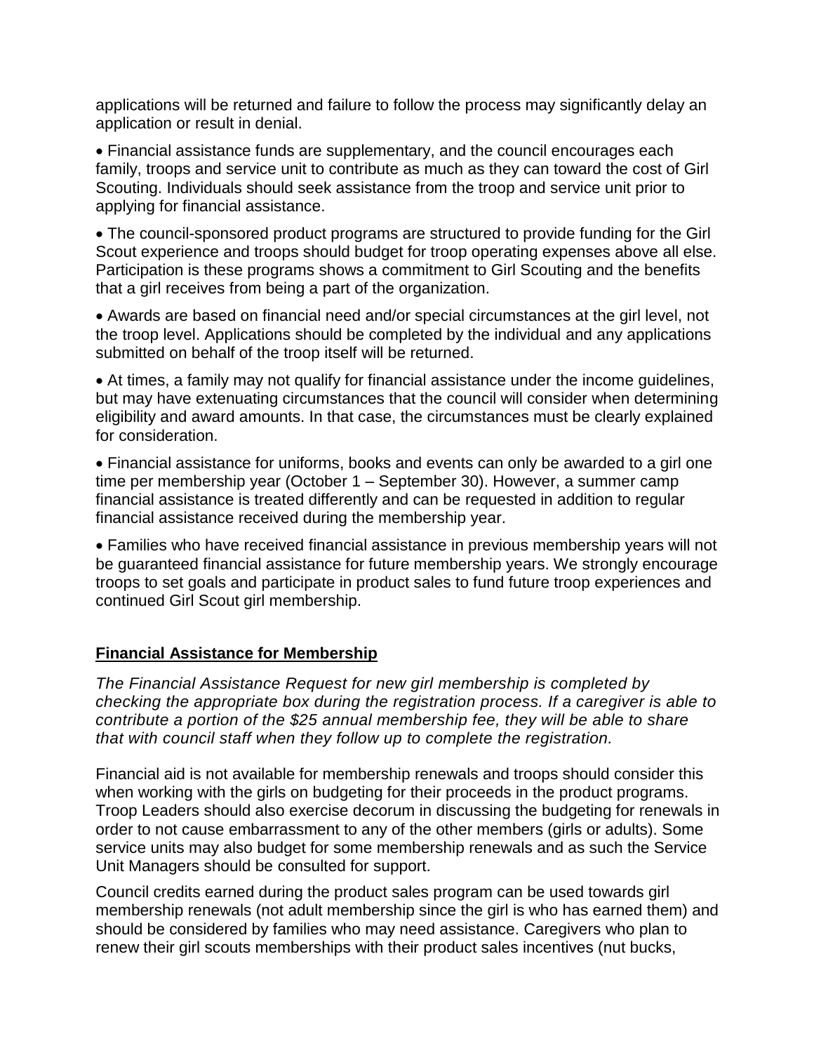applications will be returned and failure to follow the process may significantly delay an application or result in denial.

- Financial assistance funds are supplementary, and the council encourages each family, troops and service unit to contribute as much as they can toward the cost of Girl Scouting. Individuals should seek assistance from the troop and service unit prior to applying for financial assistance.

- The council-sponsored product programs are structured to provide funding for the Girl Scout experience and troops should budget for troop operating expenses above all else. Participation is these programs shows a commitment to Girl Scouting and the benefits that a girl receives from being a part of the organization.

- Awards are based on financial need and/or special circumstances at the girl level, not the troop level. Applications should be completed by the individual and any applications submitted on behalf of the troop itself will be returned.

- At times, a family may not qualify for financial assistance under the income guidelines, but may have extenuating circumstances that the council will consider when determining eligibility and award amounts. In that case, the circumstances must be clearly explained for consideration.

- Financial assistance for uniforms, books and events can only be awarded to a girl one time per membership year (October 1 – September 30). However, a summer camp financial assistance is treated differently and can be requested in addition to regular financial assistance received during the membership year.

- Families who have received financial assistance in previous membership years will not be guaranteed financial assistance for future membership years. We strongly encourage troops to set goals and participate in product sales to fund future troop experiences and continued Girl Scout girl membership.

## Financial Assistance for Membership

*The Financial Assistance Request for new girl membership is completed by checking the appropriate box during the registration process. If a caregiver is able to contribute a portion of the $25 annual membership fee, they will be able to share that with council staff when they follow up to complete the registration.*

Financial aid is not available for membership renewals and troops should consider this when working with the girls on budgeting for their proceeds in the product programs. Troop Leaders should also exercise decorum in discussing the budgeting for renewals in order to not cause embarrassment to any of the other members (girls or adults). Some service units may also budget for some membership renewals and as such the Service Unit Managers should be consulted for support.

Council credits earned during the product sales program can be used towards girl membership renewals (not adult membership since the girl is who has earned them) and should be considered by families who may need assistance. Caregivers who plan to renew their girl scouts memberships with their product sales incentives (nut bucks,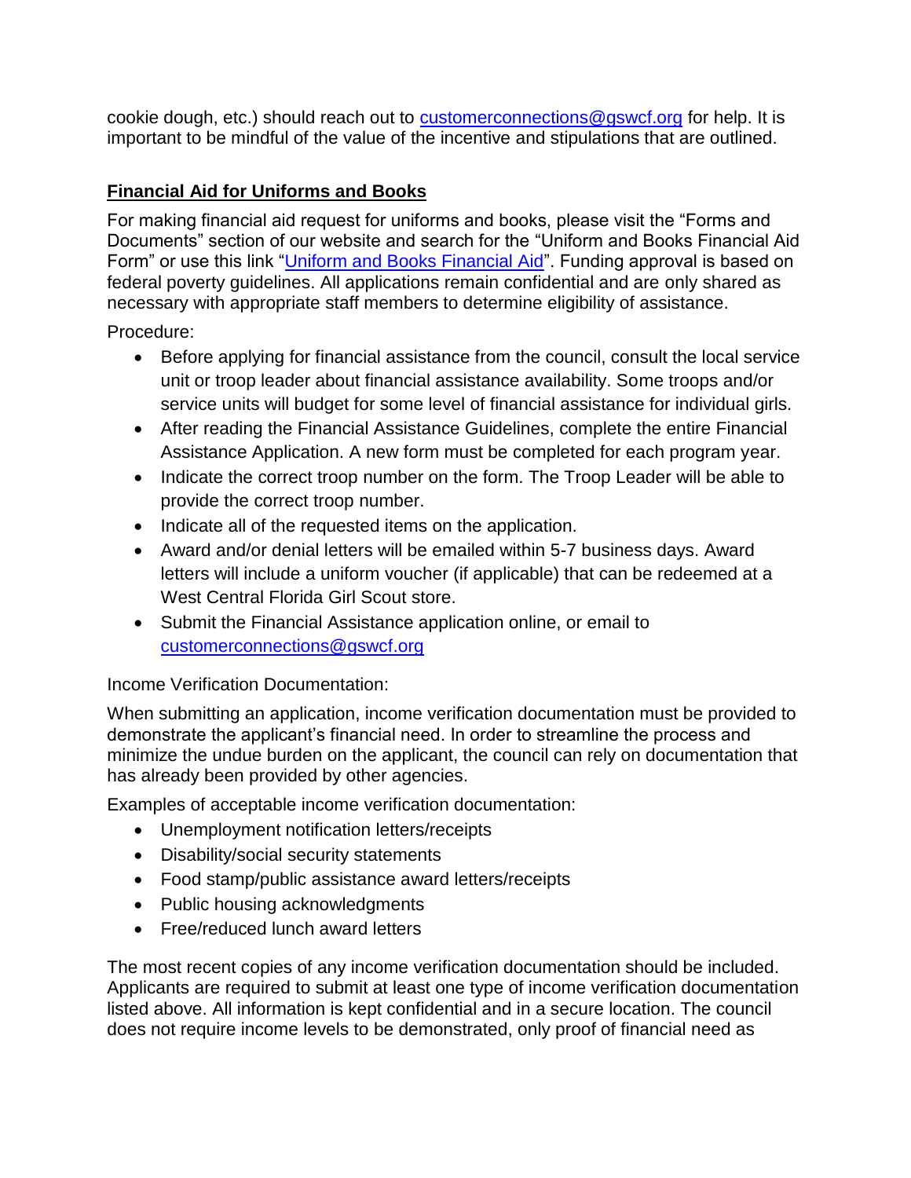cookie dough, etc.) should reach out to [customerconnections@gswcf.org](mailto:customerconnections@gswcf.org) for help. It is important to be mindful of the value of the incentive and stipulations that are outlined.

## Financial Aid for Uniforms and Books

For making financial aid request for uniforms and books, please visit the "Forms and Documents" section of our website and search for the "Uniform and Books Financial Aid Form" or use this link "[Uniform and Books Financial Aid]()". Funding approval is based on federal poverty guidelines. All applications remain confidential and are only shared as necessary with appropriate staff members to determine eligibility of assistance.

Procedure:

- Before applying for financial assistance from the council, consult the local service unit or troop leader about financial assistance availability. Some troops and/or service units will budget for some level of financial assistance for individual girls.
- After reading the Financial Assistance Guidelines, complete the entire Financial Assistance Application. A new form must be completed for each program year.
- Indicate the correct troop number on the form. The Troop Leader will be able to provide the correct troop number.
- Indicate all of the requested items on the application.
- Award and/or denial letters will be emailed within 5-7 business days. Award letters will include a uniform voucher (if applicable) that can be redeemed at a West Central Florida Girl Scout store.
- Submit the Financial Assistance application online, or email to [customerconnections@gswcf.org](mailto:customerconnections@gswcf.org)

Income Verification Documentation:

When submitting an application, income verification documentation must be provided to demonstrate the applicant's financial need. In order to streamline the process and minimize the undue burden on the applicant, the council can rely on documentation that has already been provided by other agencies.

Examples of acceptable income verification documentation:

- Unemployment notification letters/receipts
- Disability/social security statements
- Food stamp/public assistance award letters/receipts
- Public housing acknowledgments
- Free/reduced lunch award letters

The most recent copies of any income verification documentation should be included. Applicants are required to submit at least one type of income verification documentation listed above. All information is kept confidential and in a secure location. The council does not require income levels to be demonstrated, only proof of financial need as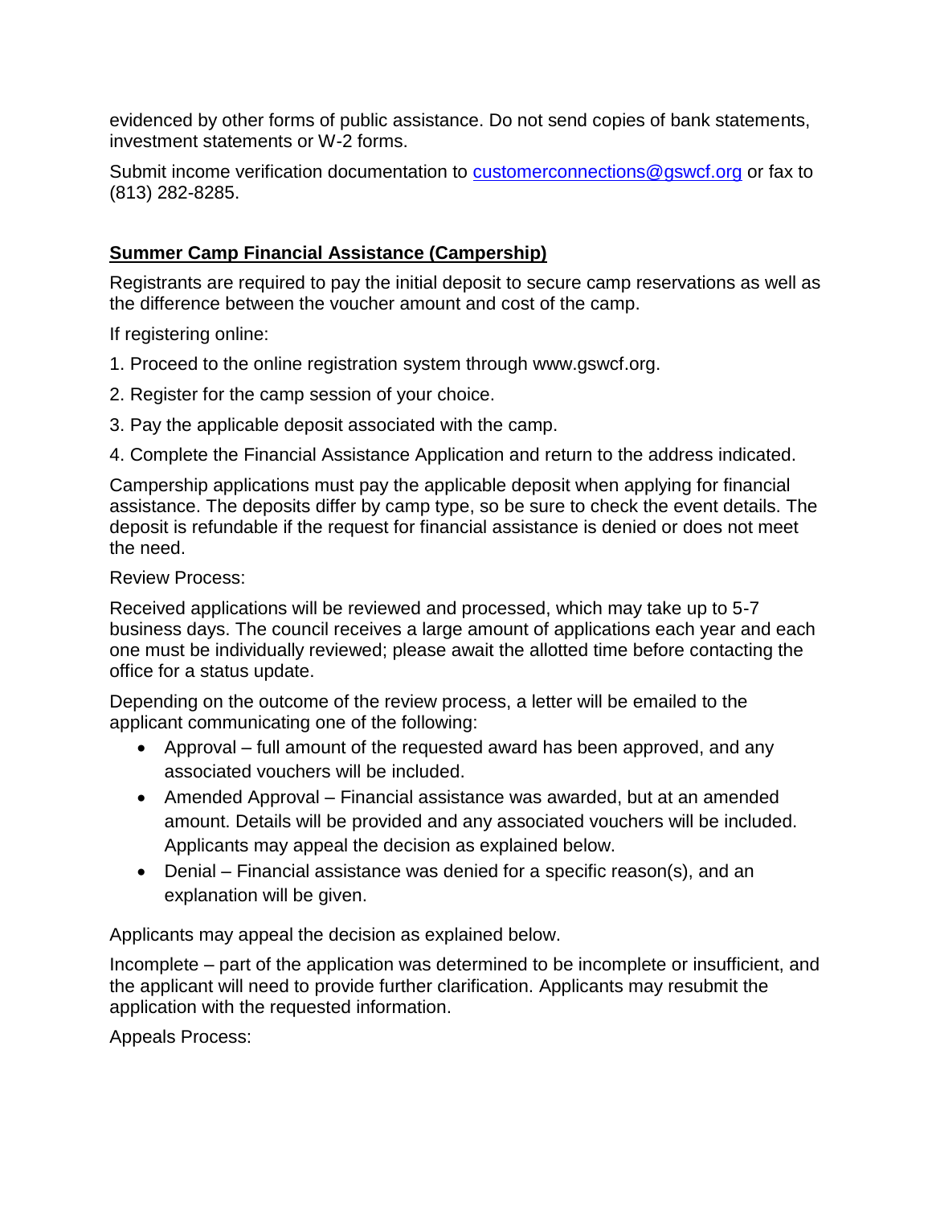evidenced by other forms of public assistance. Do not send copies of bank statements, investment statements or W-2 forms.

Submit income verification documentation to [customerconnections@gswcf.org](mailto:customerconnections@gswcf.org) or fax to (813) 282-8285.

## Summer Camp Financial Assistance (Campership)

Registrants are required to pay the initial deposit to secure camp reservations as well as the difference between the voucher amount and cost of the camp.

If registering online:

1. Proceed to the online registration system through www.gswcf.org.
2. Register for the camp session of your choice.
3. Pay the applicable deposit associated with the camp.
4. Complete the Financial Assistance Application and return to the address indicated.

Campership applications must pay the applicable deposit when applying for financial assistance. The deposits differ by camp type, so be sure to check the event details. The deposit is refundable if the request for financial assistance is denied or does not meet the need.

Review Process:

Received applications will be reviewed and processed, which may take up to 5-7 business days. The council receives a large amount of applications each year and each one must be individually reviewed; please await the allotted time before contacting the office for a status update.

Depending on the outcome of the review process, a letter will be emailed to the applicant communicating one of the following:

- Approval – full amount of the requested award has been approved, and any associated vouchers will be included.
- Amended Approval – Financial assistance was awarded, but at an amended amount. Details will be provided and any associated vouchers will be included. Applicants may appeal the decision as explained below.
- Denial – Financial assistance was denied for a specific reason(s), and an explanation will be given.

Applicants may appeal the decision as explained below.

Incomplete – part of the application was determined to be incomplete or insufficient, and the applicant will need to provide further clarification. Applicants may resubmit the application with the requested information.

Appeals Process: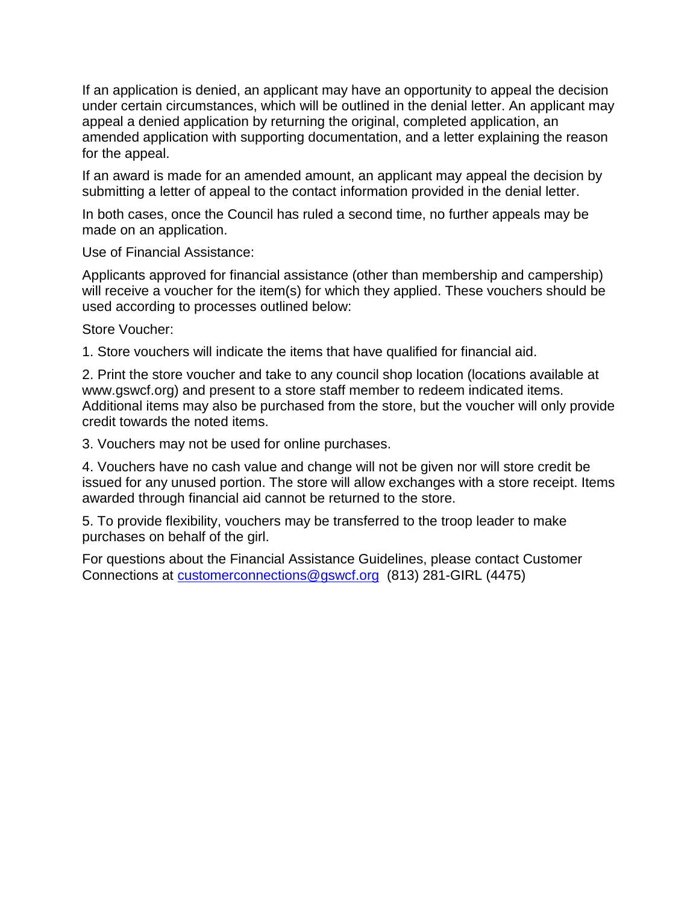If an application is denied, an applicant may have an opportunity to appeal the decision under certain circumstances, which will be outlined in the denial letter. An applicant may appeal a denied application by returning the original, completed application, an amended application with supporting documentation, and a letter explaining the reason for the appeal.

If an award is made for an amended amount, an applicant may appeal the decision by submitting a letter of appeal to the contact information provided in the denial letter.

In both cases, once the Council has ruled a second time, no further appeals may be made on an application.

Use of Financial Assistance:

Applicants approved for financial assistance (other than membership and campership) will receive a voucher for the item(s) for which they applied. These vouchers should be used according to processes outlined below:

Store Voucher:

1. Store vouchers will indicate the items that have qualified for financial aid.

2. Print the store voucher and take to any council shop location (locations available at www.gswcf.org) and present to a store staff member to redeem indicated items. Additional items may also be purchased from the store, but the voucher will only provide credit towards the noted items.

3. Vouchers may not be used for online purchases.

4. Vouchers have no cash value and change will not be given nor will store credit be issued for any unused portion. The store will allow exchanges with a store receipt. Items awarded through financial aid cannot be returned to the store.

5. To provide flexibility, vouchers may be transferred to the troop leader to make purchases on behalf of the girl.

For questions about the Financial Assistance Guidelines, please contact Customer Connections at customerconnections@gswcf.org (813) 281-GIRL (4475)